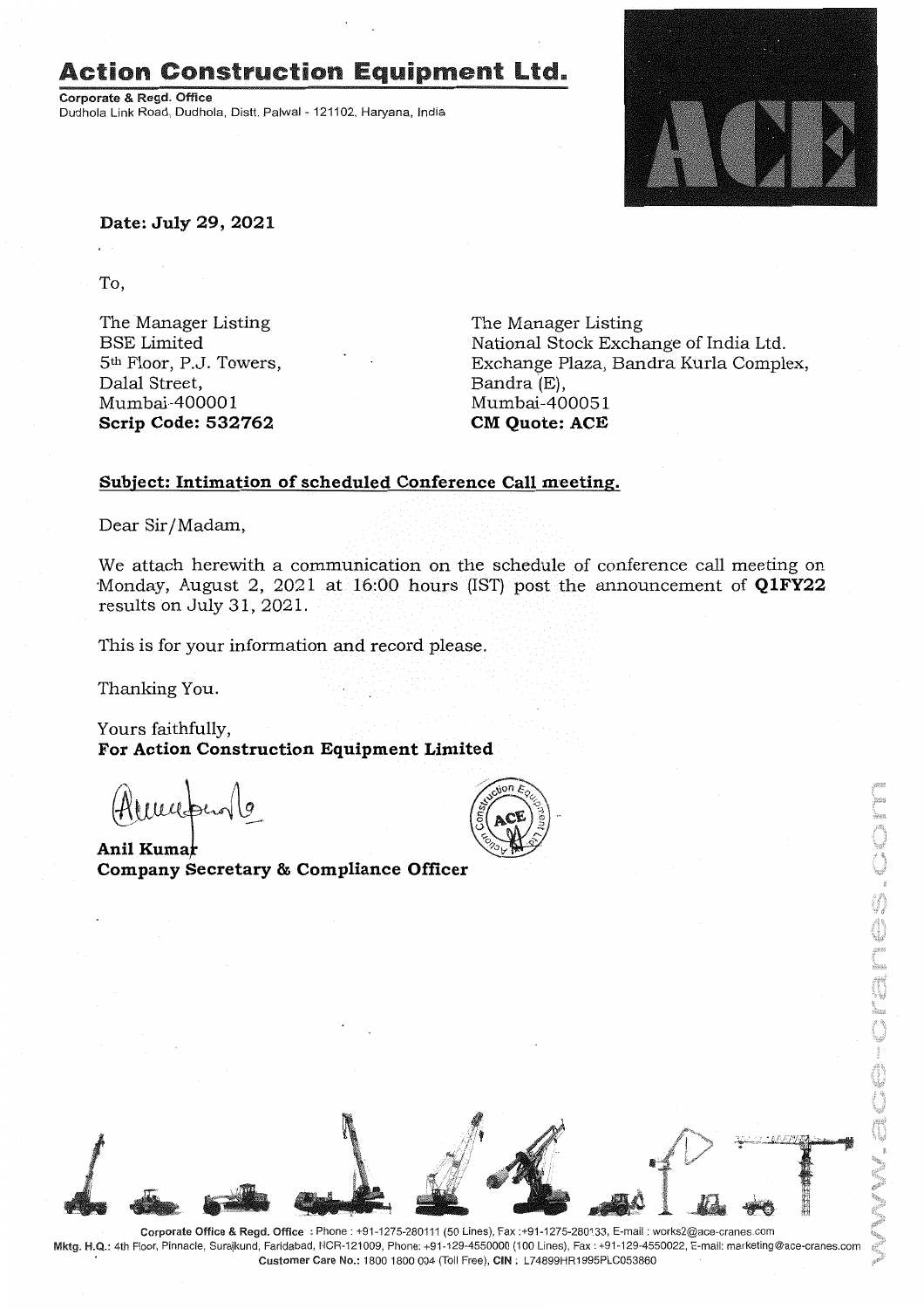# Action Construction Equipment Ltd.

**Corporate & Regd. Office**
Dudhola Link Road, Dudhola, Distt. Palwal - 121102, Haryana, India

**Date: July 29, 2021**

To,

The Manager Listing
BSE Limited
5th Floor, P.J. Towers,
Dalal Street,
Mumbai-400001
**Scrip Code: 532762**

The Manager Listing
National Stock Exchange of India Ltd.
Exchange Plaza, Bandra Kurla Complex,
Bandra (E),
Mumbai-400051
**CM Quote: ACE**

**Subject: Intimation of scheduled Conference Call meeting.**

Dear Sir/Madam,

We attach herewith a communication on the schedule of conference call meeting on Monday, August 2, 2021 at 16:00 hours (IST) post the announcement of **Q1FY22** results on July 31, 2021.

This is for your information and record please.

Thanking You.

Yours faithfully,
**For Action Construction Equipment Limited**

**Anil Kumar**
**Company Secretary & Compliance Officer**

Corporate Office & Regd. Office : Phone : +91-1275-280111 (50 Lines), Fax :+91-1275-280133, E-mail : works2@ace-cranes.com
Mktg. H.Q.: 4th Floor, Pinnacle, Surajkund, Faridabad, NCR-121009, Phone: +91-129-4550000 (100 Lines), Fax : +91-129-4550022, E-mail: marketing@ace-cranes.com
Customer Care No.: 1800 1800 004 (Toll Free), CIN : L74899HR1995PLC053860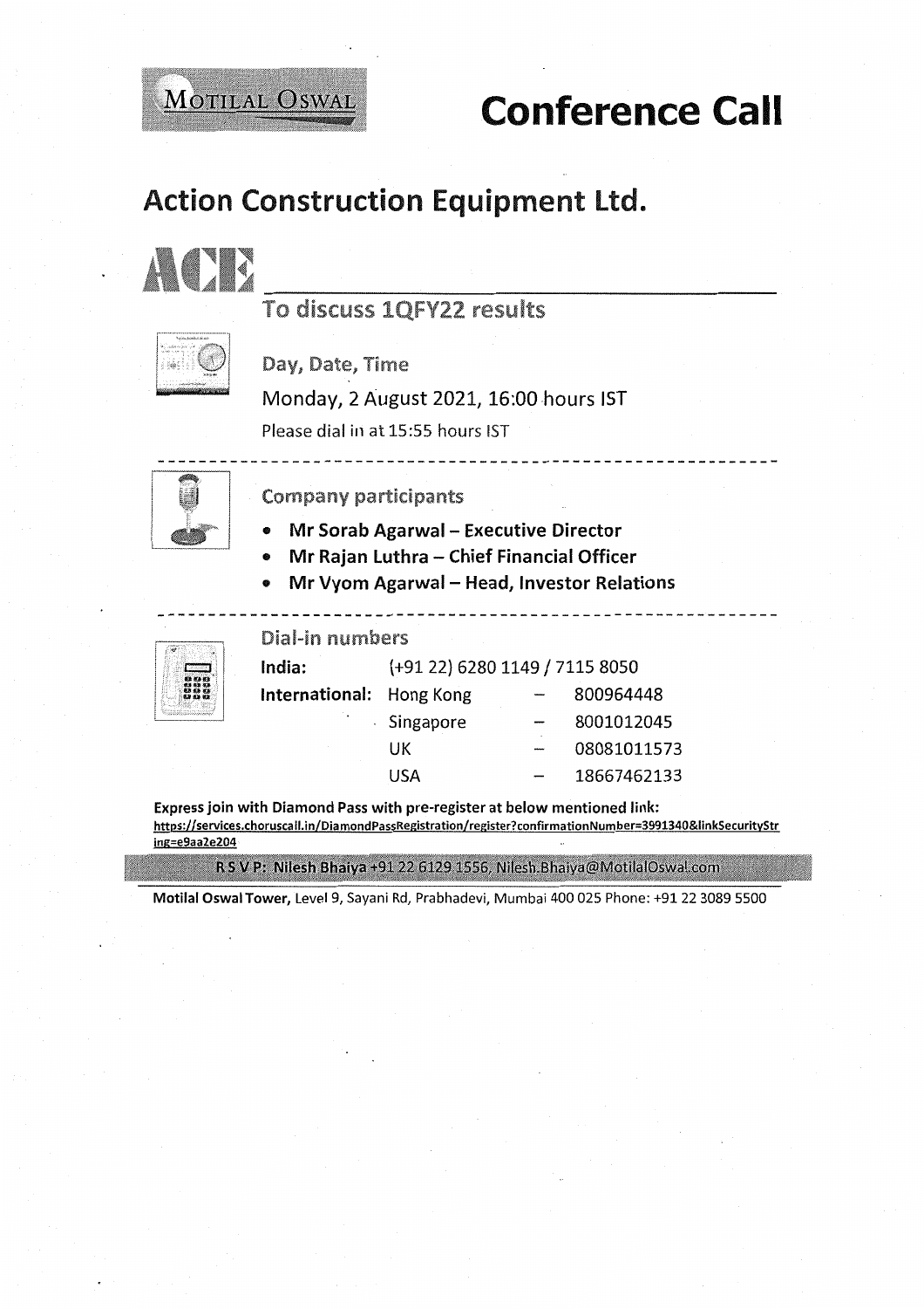MOTILAL OSWAL

# Conference Call

## Action Construction Equipment Ltd.

ACE

### To discuss 1QFY22 results

**Day, Date, Time**

Monday, 2 August 2021, 16:00 hours IST

Please dial in at 15:55 hours IST

---

**Company participants**

- **Mr Sorab Agarwal – Executive Director**
- **Mr Rajan Luthra – Chief Financial Officer**
- **Mr Vyom Agarwal – Head, Investor Relations**

---

**Dial-in numbers**

| | | | |
|---|---|---|---|
| **India:** | (+91 22) 6280 1149 / 7115 8050 | | |
| **International:** | Hong Kong | – | 800964448 |
| | Singapore | – | 8001012045 |
| | UK | – | 08081011573 |
| | USA | – | 18667462133 |

**Express join with Diamond Pass with pre-register at below mentioned link:**
https://services.choruscall.in/DiamondPassRegistration/register?confirmationNumber=3991340&linkSecurityString=e9aa2e204

RSVP: Nilesh Bhaiya +91 22 6129 1556, Nilesh.Bhaiya@MotilalOswal.com

**Motilal Oswal Tower,** Level 9, Sayani Rd, Prabhadevi, Mumbai 400 025 Phone: +91 22 3089 5500